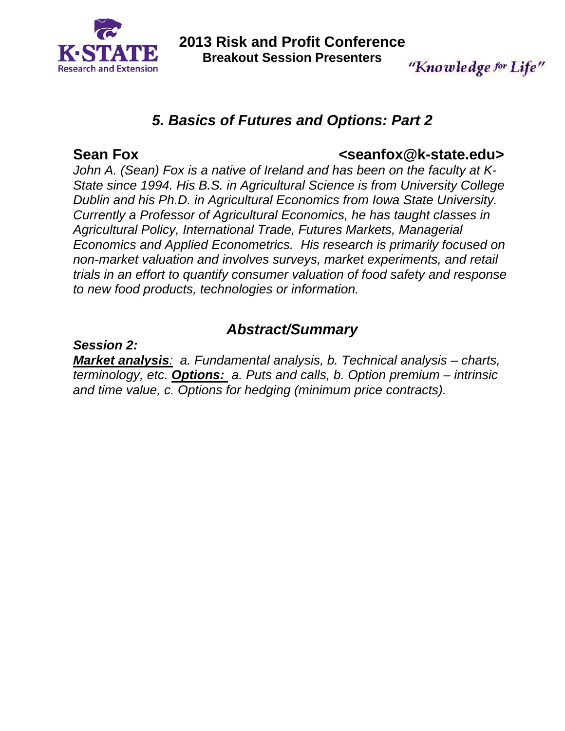**2013 Risk and Profit Conference**
**Breakout Session Presenters**

*"Knowledge for Life"*

# *5. Basics of Futures and Options: Part 2*

**Sean Fox** **<seanfox@k-state.edu>**

*John A. (Sean) Fox is a native of Ireland and has been on the faculty at K-State since 1994. His B.S. in Agricultural Science is from University College Dublin and his Ph.D. in Agricultural Economics from Iowa State University. Currently a Professor of Agricultural Economics, he has taught classes in Agricultural Policy, International Trade, Futures Markets, Managerial Economics and Applied Econometrics. His research is primarily focused on non-market valuation and involves surveys, market experiments, and retail trials in an effort to quantify consumer valuation of food safety and response to new food products, technologies or information.*

## *Abstract/Summary*

***Session 2:***

***Market analysis**: a. Fundamental analysis, b. Technical analysis – charts, terminology, etc. **Options:** a. Puts and calls, b. Option premium – intrinsic and time value, c. Options for hedging (minimum price contracts).*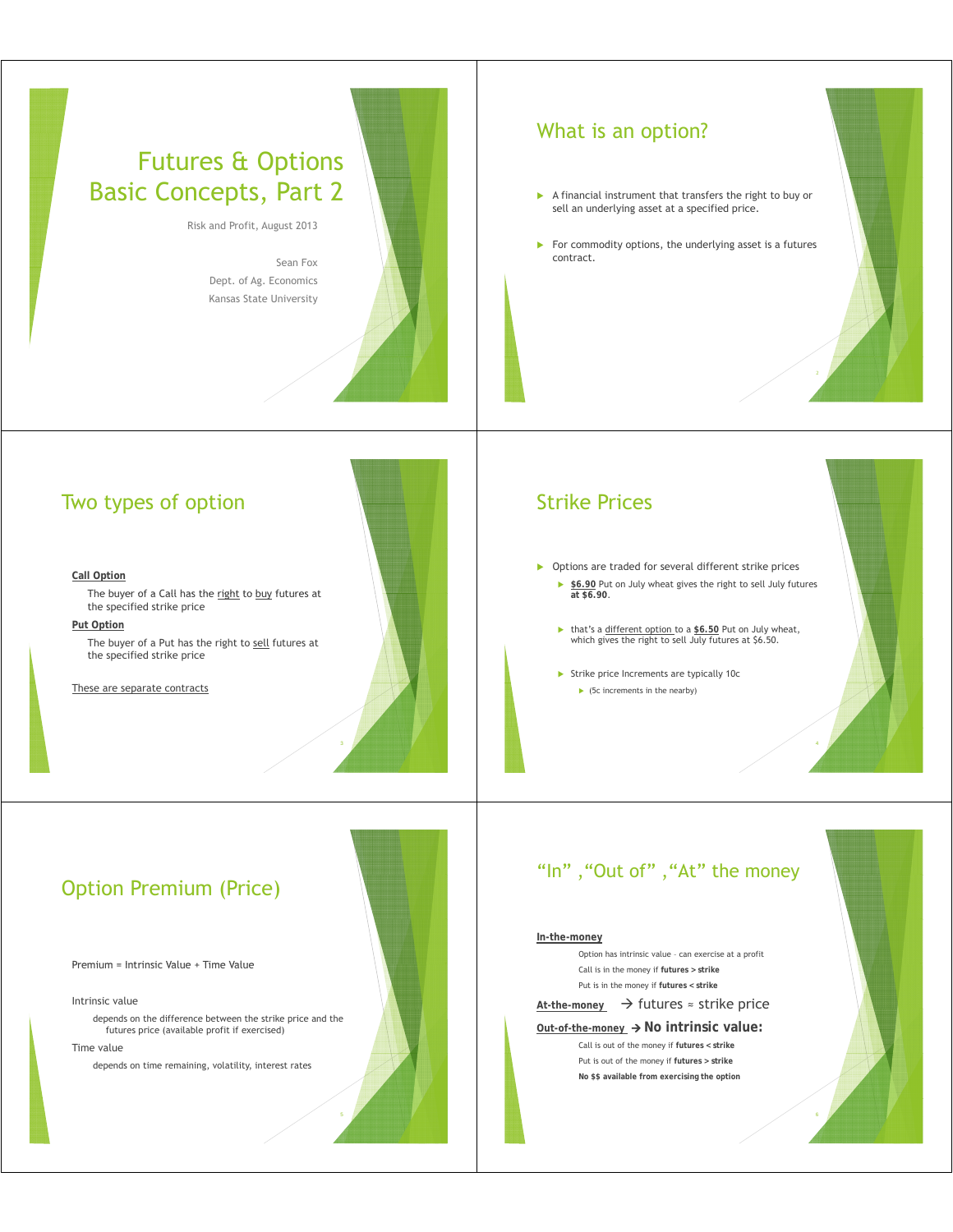# Futures & Options Basic Concepts, Part 2

Risk and Profit, August 2013

Sean Fox
Dept. of Ag. Economics
Kansas State University

## What is an option?

- A financial instrument that transfers the right to buy or sell an underlying asset at a specified price.
- For commodity options, the underlying asset is a futures contract.

## Two types of option

**Call Option**

The buyer of a Call has the right to buy futures at the specified strike price

**Put Option**

The buyer of a Put has the right to sell futures at the specified strike price

These are separate contracts

## Strike Prices

- Options are traded for several different strike prices
  - **$6.90** Put on July wheat gives the right to sell July futures **at $6.90**.
  - that's a different option to a **$6.50** Put on July wheat, which gives the right to sell July futures at $6.50.
  - Strike price Increments are typically 10c
    - (5c increments in the nearby)

## Option Premium (Price)

Premium = Intrinsic Value + Time Value

Intrinsic value

depends on the difference between the strike price and the futures price (available profit if exercised)

Time value

depends on time remaining, volatility, interest rates

## "In" ,"Out of" ,"At" the money

**In-the-money**

Option has intrinsic value – can exercise at a profit

Call is in the money if **futures > strike**

Put is in the money if **futures < strike**

**At-the-money** → futures ≈ strike price

**Out-of-the-money** → **No intrinsic value:**

Call is out of the money if **futures < strike**

Put is out of the money if **futures > strike**

**No $$ available from exercising the option**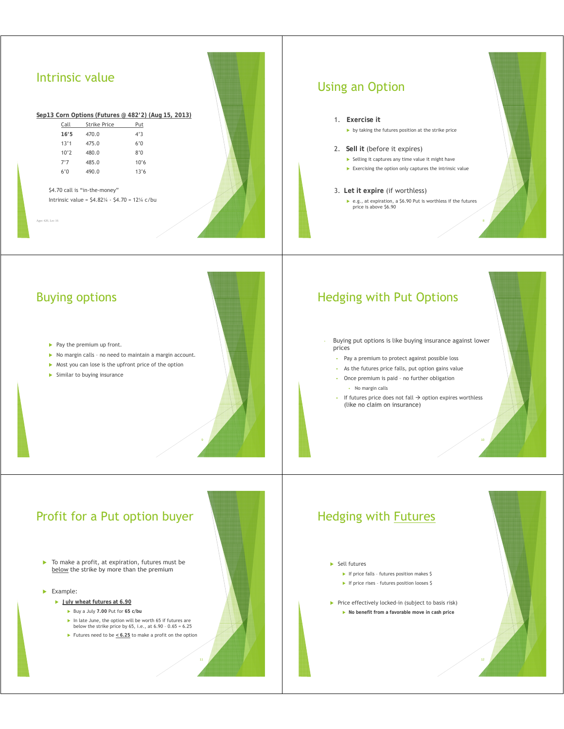## Intrinsic value

**Sep13 Corn Options (Futures @ 482'2) (Aug 15, 2013)**

| Call | Strike Price | Put |
|---|---|---|
| **16'5** | 470.0 | 4'3 |
| 13'1 | 475.0 | 6'0 |
| 10'2 | 480.0 | 8'0 |
| 7'7 | 485.0 | 10'6 |
| 6'0 | 490.0 | 13'6 |

$4.70 call is "in-the-money"

Intrinsic value = $4.82¼ - $4.70 = 12¼ c/bu

Agec 420, Lec 16

## Using an Option

1. **Exercise it**
   - by taking the futures position at the strike price
2. **Sell it** (before it expires)
   - Selling it captures any time value it might have
   - Exercising the option only captures the intrinsic value
3. **Let it expire** (if worthless)
   - e.g., at expiration, a $6.90 Put is worthless if the futures price is above $6.90

## Buying options

- Pay the premium up front.
- No margin calls – no need to maintain a margin account.
- Most you can lose is the upfront price of the option
- Similar to buying insurance

## Hedging with Put Options

- Buying put options is like buying insurance against lower prices
  - Pay a premium to protect against possible loss
  - As the futures price falls, put option gains value
  - Once premium is paid – no further obligation
    - No margin calls
  - If futures price does not fall → option expires worthless (like no claim on insurance)

## Profit for a Put option buyer

- To make a profit, at expiration, futures must be <u>below</u> the strike by more than the premium
- Example:
  - **<u>July wheat futures at 6.90</u>**
    - Buy a July **7.00** Put for **65 c/bu**
    - In late June, the option will be worth 65 if futures are below the strike price by 65, i.e., at 6.90 - 0.65 = 6.25
    - Futures need to be **<u>< 6.25</u>** to make a profit on the option

## Hedging with <u>Futures</u>

- Sell futures
  - If price falls – futures position makes $
  - If price rises – futures position looses $
- Price effectively locked-in (subject to basis risk)
  - **No benefit from a favorable move in cash price**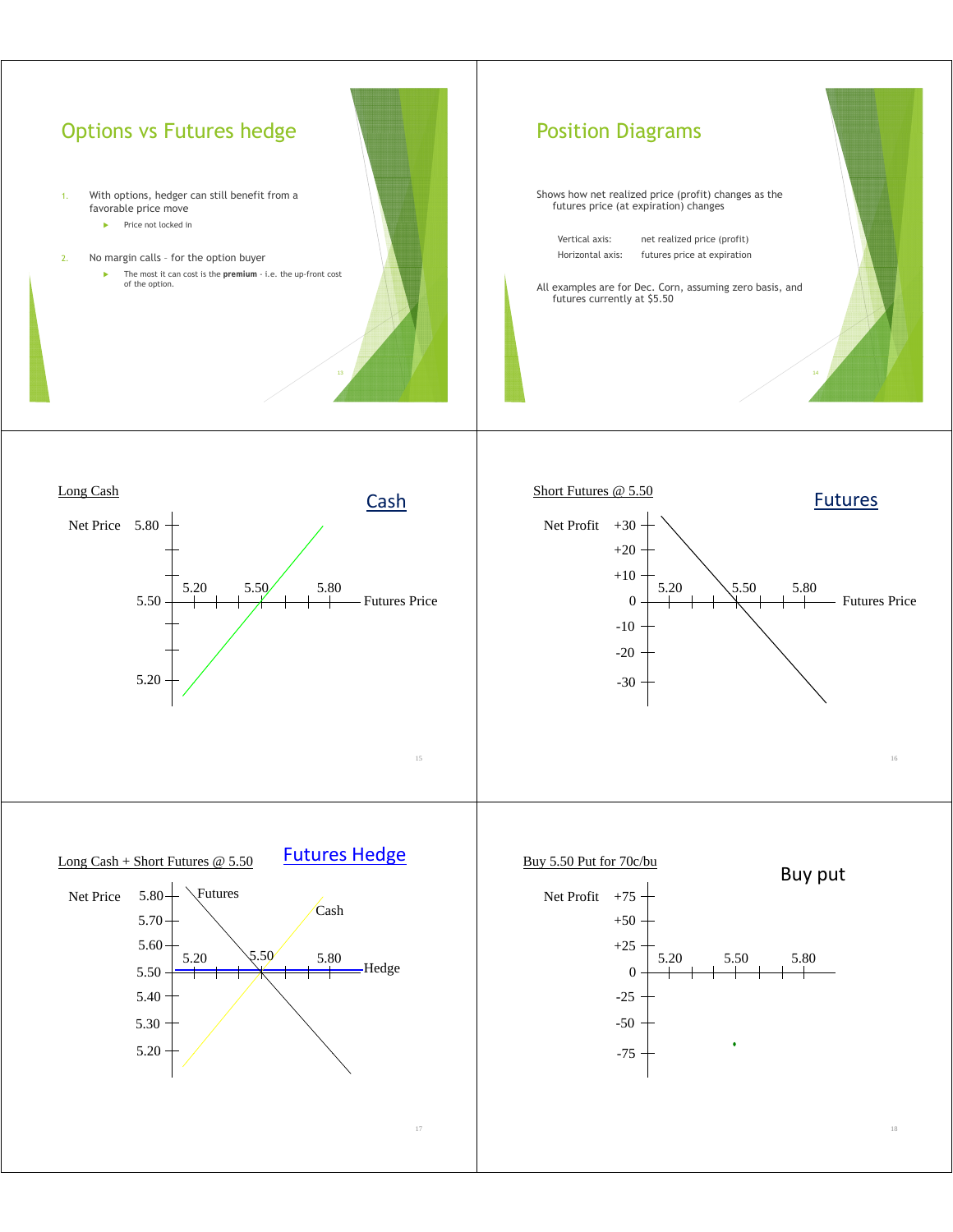## Options vs Futures hedge

1. With options, hedger can still benefit from a favorable price move
   - Price not locked in
2. No margin calls – for the option buyer
   - The most it can cost is the **premium** – i.e. the up-front cost of the option.

## Position Diagrams

Shows how net realized price (profit) changes as the futures price (at expiration) changes

Vertical axis: net realized price (profit)

Horizontal axis: futures price at expiration

All examples are for Dec. Corn, assuming zero basis, and futures currently at $5.50

## Cash

Long Cash

Net Price: 5.80, 5.50, 5.20

Futures Price: 5.20, 5.50, 5.80

## Futures

Short Futures @ 5.50

Net Profit: +30, +20, +10, 0, -10, -20, -30

Futures Price: 5.20, 5.50, 5.80

## Futures Hedge

Long Cash + Short Futures @ 5.50

Net Price: 5.80, 5.70, 5.60, 5.50, 5.40, 5.30, 5.20

Futures, Cash, Hedge

Futures Price: 5.20, 5.50, 5.80

## Buy put

Buy 5.50 Put for 70c/bu

Net Profit: +75, +50, +25, 0, -25, -50, -75

5.20, 5.50, 5.80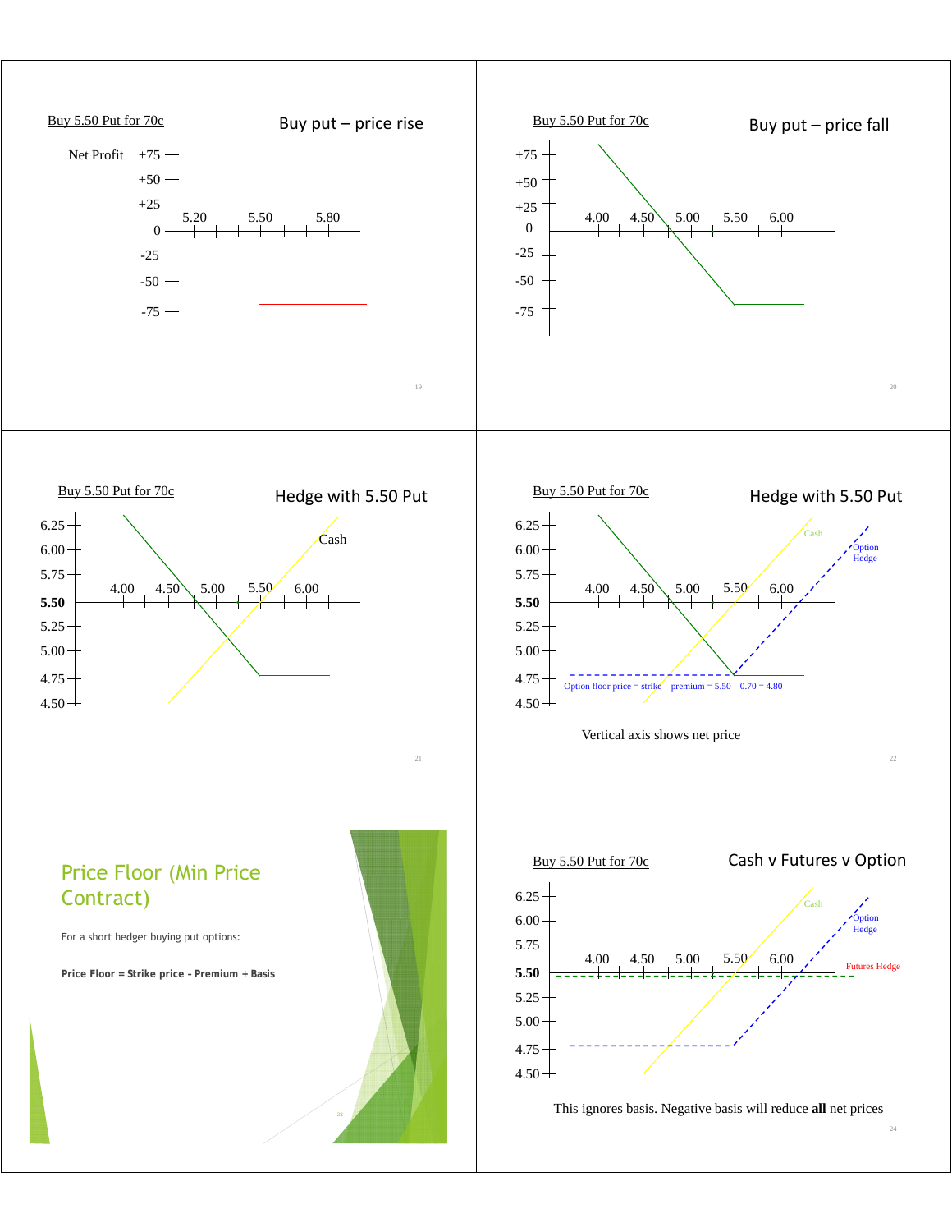Buy 5.50 Put for 70c

## Buy put – price rise

Net Profit +75 +50 +25 0 -25 -50 -75

5.20 5.50 5.80

---

Buy 5.50 Put for 70c

## Buy put – price fall

+75 +50 +25 0 -25 -50 -75

4.00 4.50 5.00 5.50 6.00

---

Buy 5.50 Put for 70c

## Hedge with 5.50 Put

6.25 6.00 5.75 **5.50** 5.25 5.00 4.75 4.50

4.00 4.50 5.00 5.50 6.00

Cash

---

Buy 5.50 Put for 70c

## Hedge with 5.50 Put

6.25 6.00 5.75 **5.50** 5.25 5.00 4.75 4.50

4.00 4.50 5.00 5.50 6.00

Cash

Option Hedge

Option floor price = strike – premium = 5.50 – 0.70 = 4.80

Vertical axis shows net price

---

## Price Floor (Min Price Contract)

For a short hedger buying put options:

**Price Floor = Strike price - Premium + Basis**

---

Buy 5.50 Put for 70c

## Cash v Futures v Option

6.25 6.00 5.75 **5.50** 5.25 5.00 4.75 4.50

4.00 4.50 5.00 5.50 6.00

Cash

Option Hedge

Futures Hedge

This ignores basis. Negative basis will reduce **all** net prices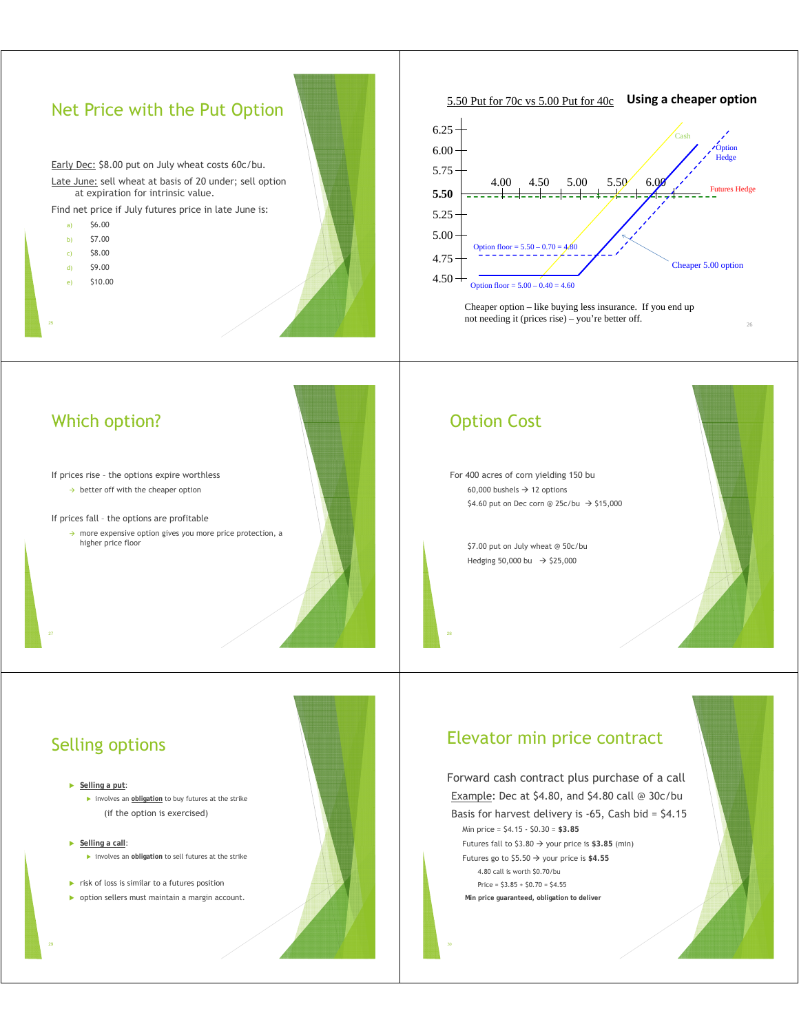## Net Price with the Put Option

Early Dec: $8.00 put on July wheat costs 60c/bu.

Late June: sell wheat at basis of 20 under; sell option at expiration for intrinsic value.

Find net price if July futures price in late June is:

a) $6.00
b) $7.00
c) $8.00
d) $9.00
e) $10.00

## Using a cheaper option

5.50 Put for 70c vs 5.00 Put for 40c

6.25
6.00
5.75
5.50
5.25
5.00
4.75
4.50

4.00 4.50 5.00 5.50 6.00

Cash

Option Hedge

Futures Hedge

Option floor = 5.50 – 0.70 = 4.80

Cheaper 5.00 option

Option floor = 5.00 – 0.40 = 4.60

Cheaper option – like buying less insurance. If you end up not needing it (prices rise) – you're better off.

## Which option?

If prices rise - the options expire worthless

- better off with the cheaper option

If prices fall - the options are profitable

- more expensive option gives you more price protection, a higher price floor

## Option Cost

For 400 acres of corn yielding 150 bu

60,000 bushels → 12 options

$4.60 put on Dec corn @ 25c/bu → $15,000

$7.00 put on July wheat @ 50c/bu

Hedging 50,000 bu → $25,000

## Selling options

- **Selling a put**:
  - involves an **obligation** to buy futures at the strike

    (if the option is exercised)
- **Selling a call**:
  - involves an **obligation** to sell futures at the strike
- risk of loss is similar to a futures position
- option sellers must maintain a margin account.

## Elevator min price contract

Forward cash contract plus purchase of a call

Example: Dec at $4.80, and $4.80 call @ 30c/bu

Basis for harvest delivery is -65, Cash bid = $4.15

Min price = $4.15 - $0.30 = **$3.85**

Futures fall to $3.80 → your price is **$3.85** (min)

Futures go to $5.50 → your price is **$4.55**

4.80 call is worth $0.70/bu

Price = $3.85 + $0.70 = $4.55

**Min price guaranteed, obligation to deliver**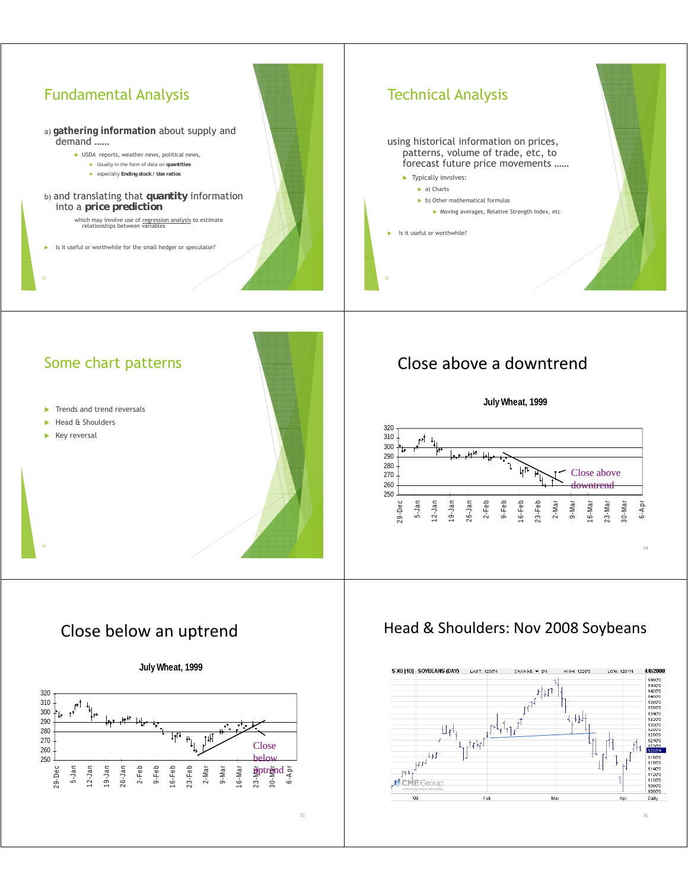## Fundamental Analysis

a) **gathering information** about supply and demand ……

- USDA reports, weather news, political news,
  - Usually in the form of data on **quantities**
  - especially **Ending stock / Use ratios**

b) and translating that **quantity** information into a **price prediction**

which may involve use of regression analysis to estimate relationships between variables

- Is it useful or worthwhile for the small hedger or speculator?

## Technical Analysis

using historical information on prices, patterns, volume of trade, etc, to forecast future price movements ……

- Typically involves:
  - a) Charts
  - b) Other mathematical formulas
    - Moving averages, Relative Strength Index, etc
- Is it useful or worthwhile?

## Some chart patterns

- Trends and trend reversals
- Head & Shoulders
- Key reversal

## Close above a downtrend

**July Wheat, 1999**

Close above downtrend

## Close below an uptrend

**July Wheat, 1999**

Close below uptrend

## Head & Shoulders: Nov 2008 Soybeans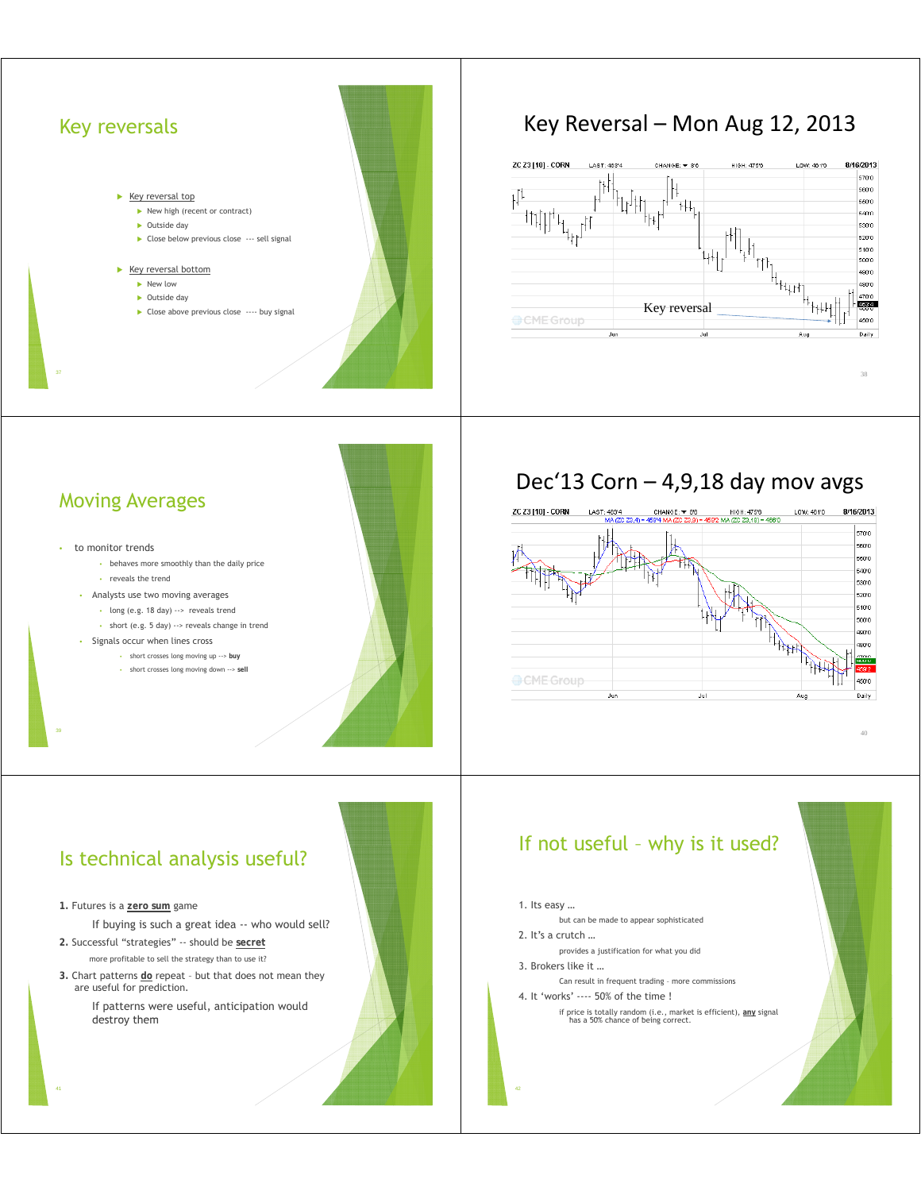## Key reversals

- Key reversal top
  - New high (recent or contract)
  - Outside day
  - Close below previous close --- sell signal
- Key reversal bottom
  - New low
  - Outside day
  - Close above previous close ---- buy signal

## Key Reversal – Mon Aug 12, 2013

Key reversal

## Moving Averages

- to monitor trends
  - behaves more smoothly than the daily price
  - reveals the trend
- Analysts use two moving averages
  - long (e.g. 18 day) --> reveals trend
  - short (e.g. 5 day) --> reveals change in trend
- Signals occur when lines cross
  - short crosses long moving up --> **buy**
  - short crosses long moving down --> **sell**

## Dec'13 Corn – 4,9,18 day mov avgs

## Is technical analysis useful?

**1.** Futures is a **zero sum** game

If buying is such a great idea -- who would sell?

**2.** Successful "strategies" -- should be **secret**

more profitable to sell the strategy than to use it?

**3.** Chart patterns **do** repeat – but that does not mean they are useful for prediction.

If patterns were useful, anticipation would destroy them

## If not useful – why is it used?

1. Its easy …

   but can be made to appear sophisticated

2. It's a crutch …

   provides a justification for what you did

3. Brokers like it …

   Can result in frequent trading – more commissions

4. It 'works' ---- 50% of the time !

   if price is totally random (i.e., market is efficient), **any** signal has a 50% chance of being correct.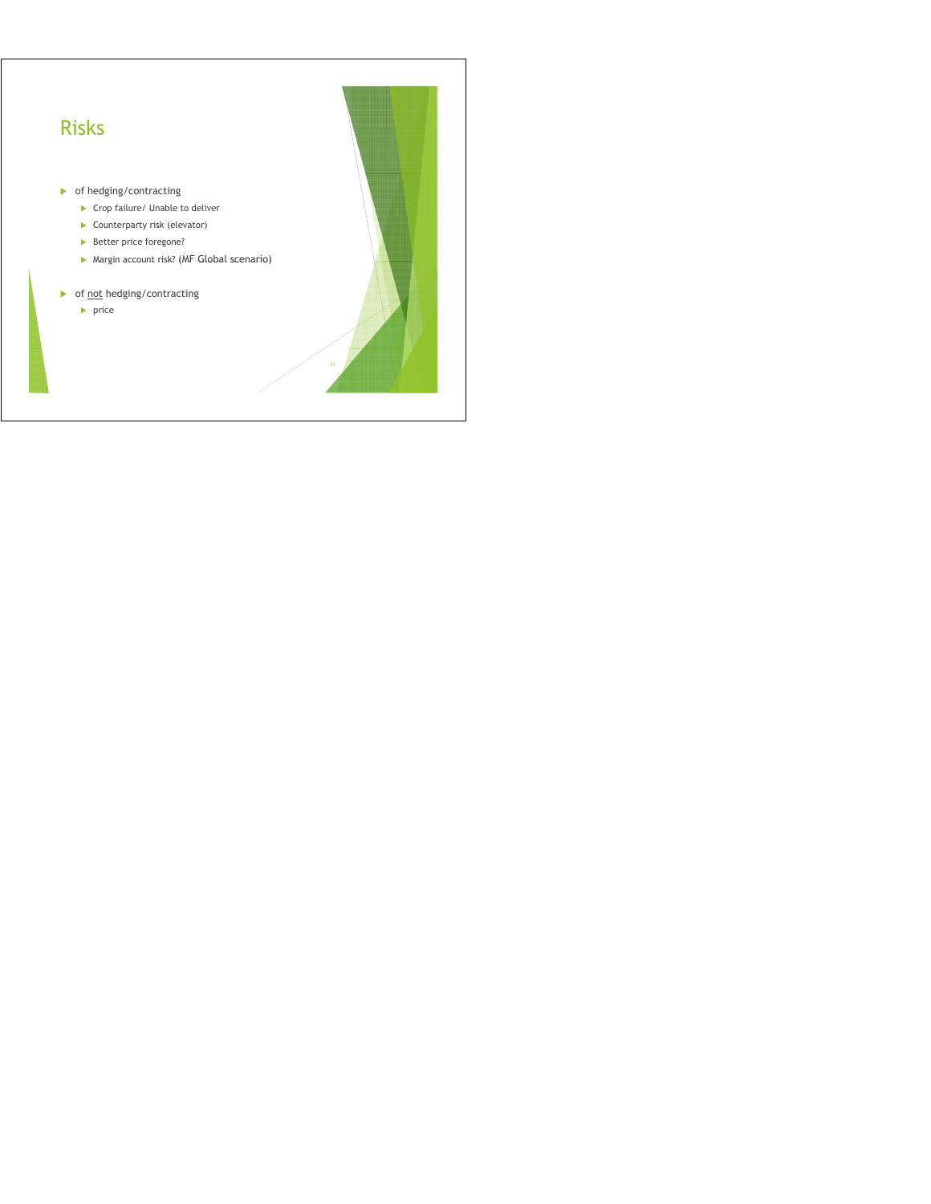# Risks

- of hedging/contracting
  - Crop failure/ Unable to deliver
  - Counterparty risk (elevator)
  - Better price foregone?
  - Margin account risk? (MF Global scenario)
- of not hedging/contracting
  - price